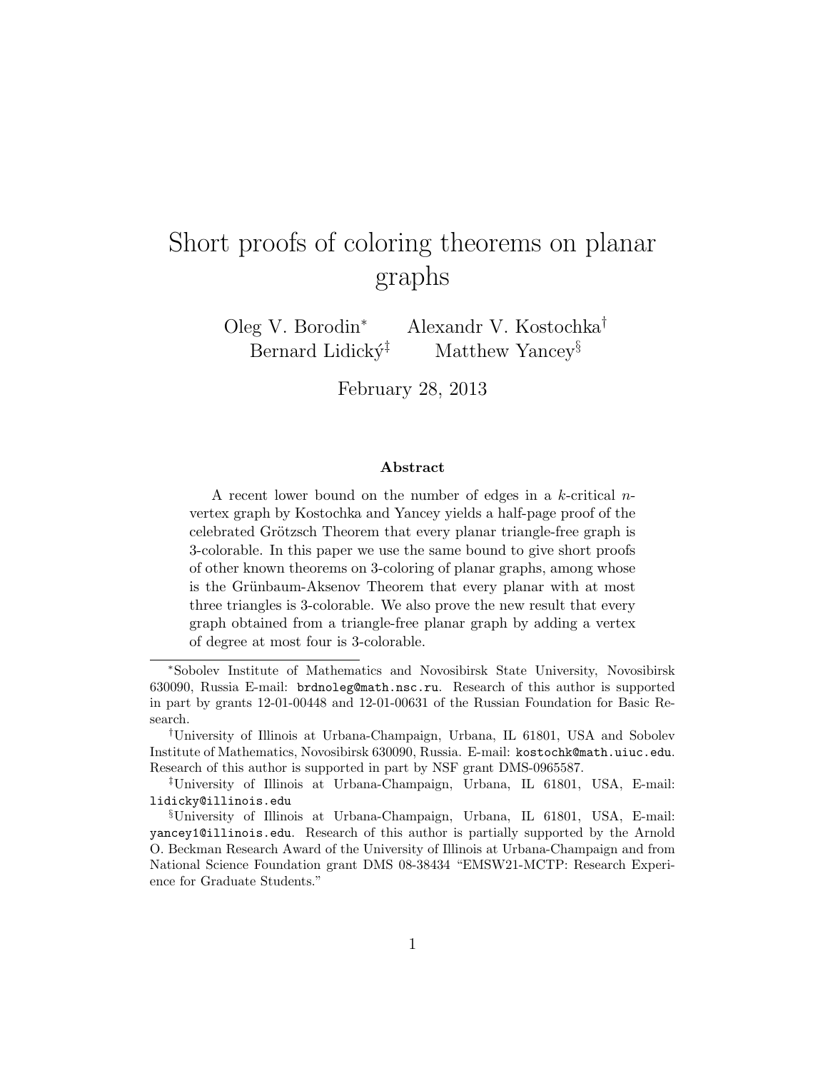# Short proofs of coloring theorems on planar graphs

Oleg V. Borodin[*] Alexandr V. Kostochka[†] Bernard Lidický[‡] Matthew Yancey[§]

February 28, 2013

### Abstract

A recent lower bound on the number of edges in a $k$-critical $n$-vertex graph by Kostochka and Yancey yields a half-page proof of the celebrated Grötzsch Theorem that every planar triangle-free graph is 3-colorable. In this paper we use the same bound to give short proofs of other known theorems on 3-coloring of planar graphs, among whose is the Grünbaum-Aksenov Theorem that every planar with at most three triangles is 3-colorable. We also prove the new result that every graph obtained from a triangle-free planar graph by adding a vertex of degree at most four is 3-colorable.

---

[*] Sobolev Institute of Mathematics and Novosibirsk State University, Novosibirsk 630090, Russia E-mail: brdnoleg@math.nsc.ru. Research of this author is supported in part by grants 12-01-00448 and 12-01-00631 of the Russian Foundation for Basic Research.

[†] University of Illinois at Urbana-Champaign, Urbana, IL 61801, USA and Sobolev Institute of Mathematics, Novosibirsk 630090, Russia. E-mail: kostochk@math.uiuc.edu. Research of this author is supported in part by NSF grant DMS-0965587.

[‡] University of Illinois at Urbana-Champaign, Urbana, IL 61801, USA, E-mail: lidicky@illinois.edu

[§] University of Illinois at Urbana-Champaign, Urbana, IL 61801, USA, E-mail: yancey1@illinois.edu. Research of this author is partially supported by the Arnold O. Beckman Research Award of the University of Illinois at Urbana-Champaign and from National Science Foundation grant DMS 08-38434 "EMSW21-MCTP: Research Experience for Graduate Students."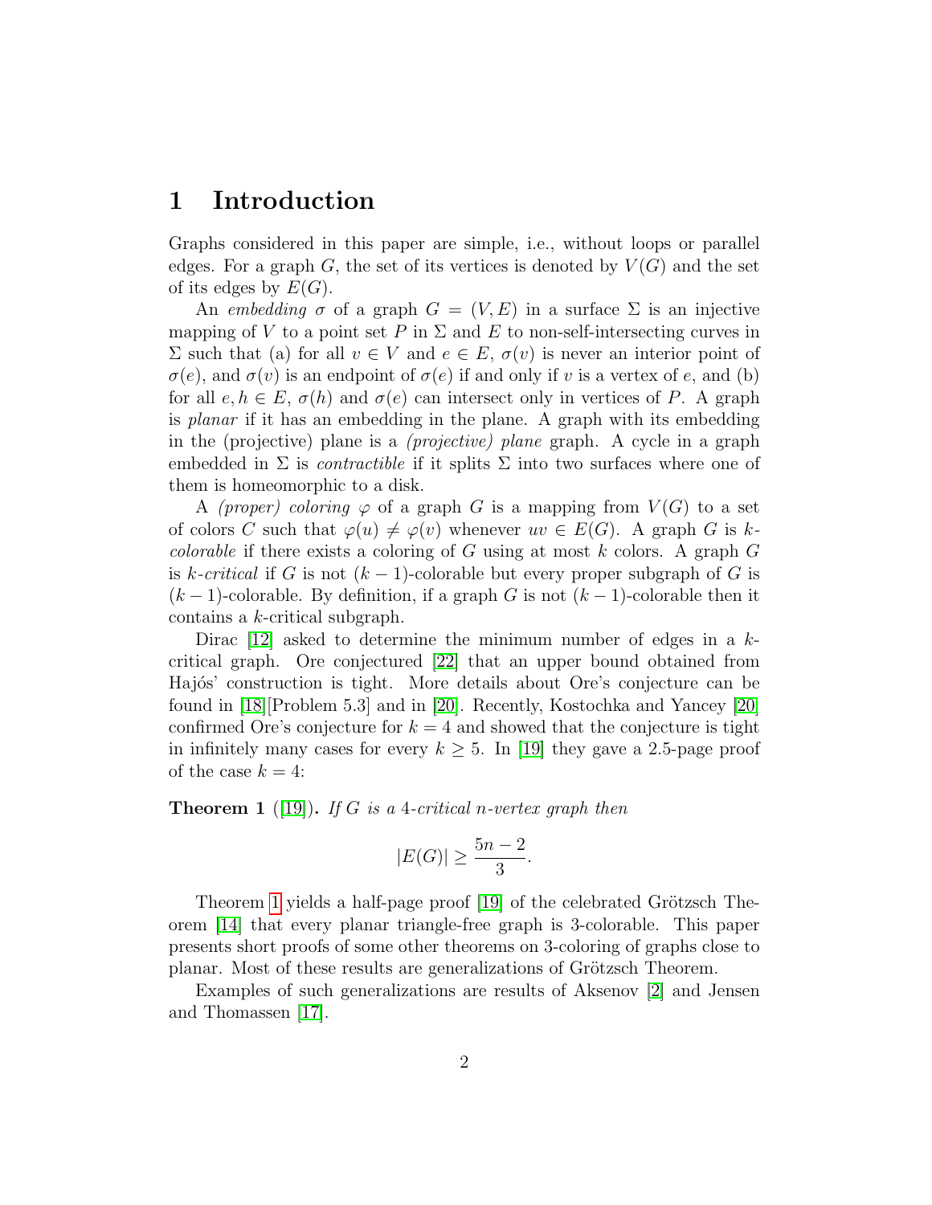# 1 Introduction

Graphs considered in this paper are simple, i.e., without loops or parallel edges. For a graph $G$, the set of its vertices is denoted by $V(G)$ and the set of its edges by $E(G)$.

An *embedding* $\sigma$ of a graph $G = (V, E)$ in a surface $\Sigma$ is an injective mapping of $V$ to a point set $P$ in $\Sigma$ and $E$ to non-self-intersecting curves in $\Sigma$ such that (a) for all $v \in V$ and $e \in E$, $\sigma(v)$ is never an interior point of $\sigma(e)$, and $\sigma(v)$ is an endpoint of $\sigma(e)$ if and only if $v$ is a vertex of $e$, and (b) for all $e, h \in E$, $\sigma(h)$ and $\sigma(e)$ can intersect only in vertices of $P$. A graph is *planar* if it has an embedding in the plane. A graph with its embedding in the (projective) plane is a *(projective) plane* graph. A cycle in a graph embedded in $\Sigma$ is *contractible* if it splits $\Sigma$ into two surfaces where one of them is homeomorphic to a disk.

A *(proper) coloring* $\varphi$ of a graph $G$ is a mapping from $V(G)$ to a set of colors $C$ such that $\varphi(u) \neq \varphi(v)$ whenever $uv \in E(G)$. A graph $G$ is $k$-*colorable* if there exists a coloring of $G$ using at most $k$ colors. A graph $G$ is $k$-*critical* if $G$ is not $(k-1)$-colorable but every proper subgraph of $G$ is $(k-1)$-colorable. By definition, if a graph $G$ is not $(k-1)$-colorable then it contains a $k$-critical subgraph.

Dirac [12] asked to determine the minimum number of edges in a $k$-critical graph. Ore conjectured [22] that an upper bound obtained from Hajós' construction is tight. More details about Ore's conjecture can be found in [18][Problem 5.3] and in [20]. Recently, Kostochka and Yancey [20] confirmed Ore's conjecture for $k = 4$ and showed that the conjecture is tight in infinitely many cases for every $k \geq 5$. In [19] they gave a 2.5-page proof of the case $k = 4$:

**Theorem 1** ([19])**.** *If $G$ is a 4-critical $n$-vertex graph then*

$$|E(G)| \geq \frac{5n-2}{3}.$$

Theorem 1 yields a half-page proof [19] of the celebrated Grötzsch Theorem [14] that every planar triangle-free graph is 3-colorable. This paper presents short proofs of some other theorems on 3-coloring of graphs close to planar. Most of these results are generalizations of Grötzsch Theorem.

Examples of such generalizations are results of Aksenov [2] and Jensen and Thomassen [17].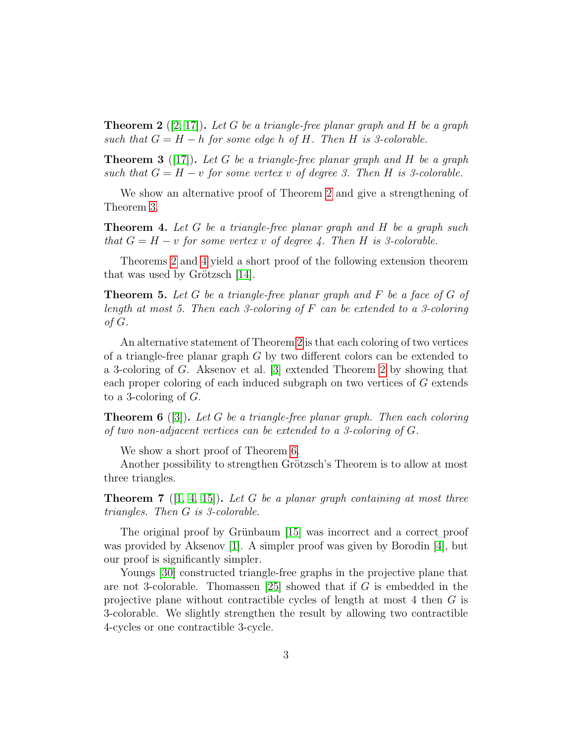**Theorem 2** ([2, 17]). *Let $G$ be a triangle-free planar graph and $H$ be a graph such that $G = H - h$ for some edge $h$ of $H$. Then $H$ is 3-colorable.*

**Theorem 3** ([17]). *Let $G$ be a triangle-free planar graph and $H$ be a graph such that $G = H - v$ for some vertex $v$ of degree 3. Then $H$ is 3-colorable.*

We show an alternative proof of Theorem 2 and give a strengthening of Theorem 3.

**Theorem 4.** *Let $G$ be a triangle-free planar graph and $H$ be a graph such that $G = H - v$ for some vertex $v$ of degree 4. Then $H$ is 3-colorable.*

Theorems 2 and 4 yield a short proof of the following extension theorem that was used by Grötzsch [14].

**Theorem 5.** *Let $G$ be a triangle-free planar graph and $F$ be a face of $G$ of length at most 5. Then each 3-coloring of $F$ can be extended to a 3-coloring of $G$.*

An alternative statement of Theorem 2 is that each coloring of two vertices of a triangle-free planar graph $G$ by two different colors can be extended to a 3-coloring of $G$. Aksenov et al. [3] extended Theorem 2 by showing that each proper coloring of each induced subgraph on two vertices of $G$ extends to a 3-coloring of $G$.

**Theorem 6** ([3]). *Let $G$ be a triangle-free planar graph. Then each coloring of two non-adjacent vertices can be extended to a 3-coloring of $G$.*

We show a short proof of Theorem 6.

Another possibility to strengthen Grötzsch's Theorem is to allow at most three triangles.

**Theorem 7** ([1, 4, 15]). *Let $G$ be a planar graph containing at most three triangles. Then $G$ is 3-colorable.*

The original proof by Grünbaum [15] was incorrect and a correct proof was provided by Aksenov [1]. A simpler proof was given by Borodin [4], but our proof is significantly simpler.

Youngs [30] constructed triangle-free graphs in the projective plane that are not 3-colorable. Thomassen [25] showed that if $G$ is embedded in the projective plane without contractible cycles of length at most 4 then $G$ is 3-colorable. We slightly strengthen the result by allowing two contractible 4-cycles or one contractible 3-cycle.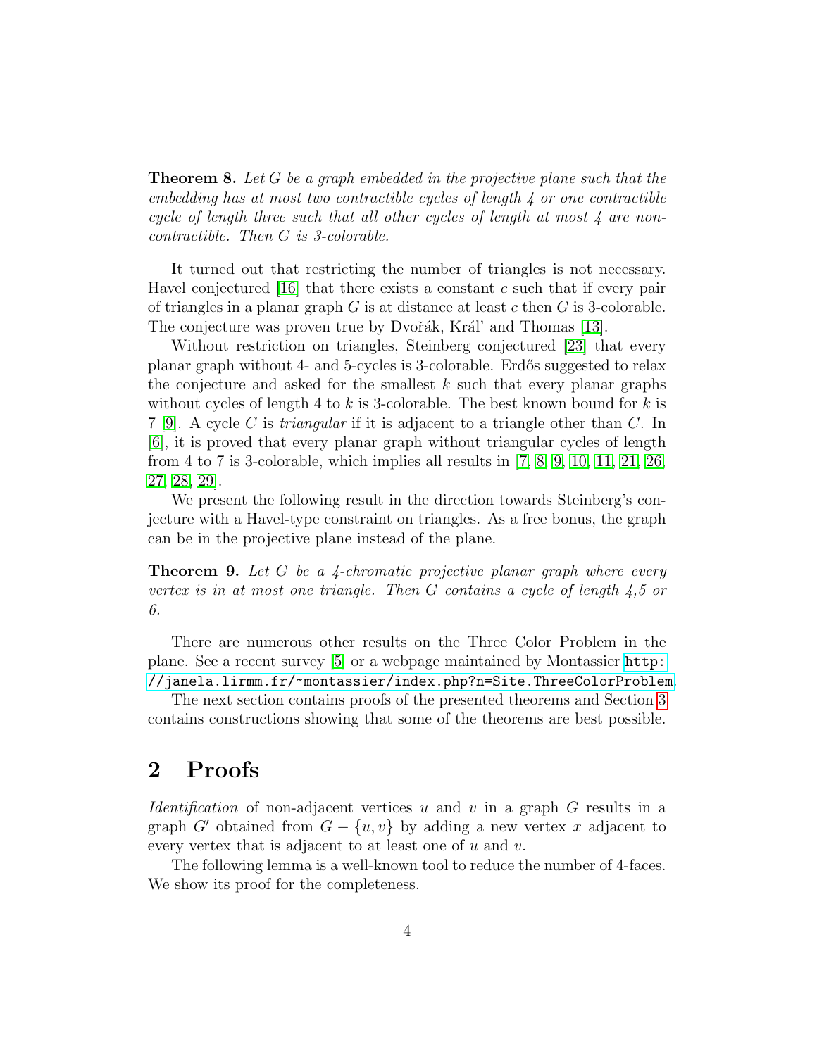**Theorem 8.** *Let $G$ be a graph embedded in the projective plane such that the embedding has at most two contractible cycles of length 4 or one contractible cycle of length three such that all other cycles of length at most 4 are non-contractible. Then $G$ is 3-colorable.*

It turned out that restricting the number of triangles is not necessary. Havel conjectured [16] that there exists a constant $c$ such that if every pair of triangles in a planar graph $G$ is at distance at least $c$ then $G$ is 3-colorable. The conjecture was proven true by Dvořák, Král' and Thomas [13].

Without restriction on triangles, Steinberg conjectured [23] that every planar graph without 4- and 5-cycles is 3-colorable. Erdős suggested to relax the conjecture and asked for the smallest $k$ such that every planar graphs without cycles of length 4 to $k$ is 3-colorable. The best known bound for $k$ is 7 [9]. A cycle $C$ is *triangular* if it is adjacent to a triangle other than $C$. In [6], it is proved that every planar graph without triangular cycles of length from 4 to 7 is 3-colorable, which implies all results in [7, 8, 9, 10, 11, 21, 26, 27, 28, 29].

We present the following result in the direction towards Steinberg's conjecture with a Havel-type constraint on triangles. As a free bonus, the graph can be in the projective plane instead of the plane.

**Theorem 9.** *Let $G$ be a 4-chromatic projective planar graph where every vertex is in at most one triangle. Then $G$ contains a cycle of length 4,5 or 6.*

There are numerous other results on the Three Color Problem in the plane. See a recent survey [5] or a webpage maintained by Montassier http://janela.lirmm.fr/~montassier/index.php?n=Site.ThreeColorProblem.

The next section contains proofs of the presented theorems and Section 3 contains constructions showing that some of the theorems are best possible.

## 2 Proofs

*Identification* of non-adjacent vertices $u$ and $v$ in a graph $G$ results in a graph $G'$ obtained from $G - \{u, v\}$ by adding a new vertex $x$ adjacent to every vertex that is adjacent to at least one of $u$ and $v$.

The following lemma is a well-known tool to reduce the number of 4-faces. We show its proof for the completeness.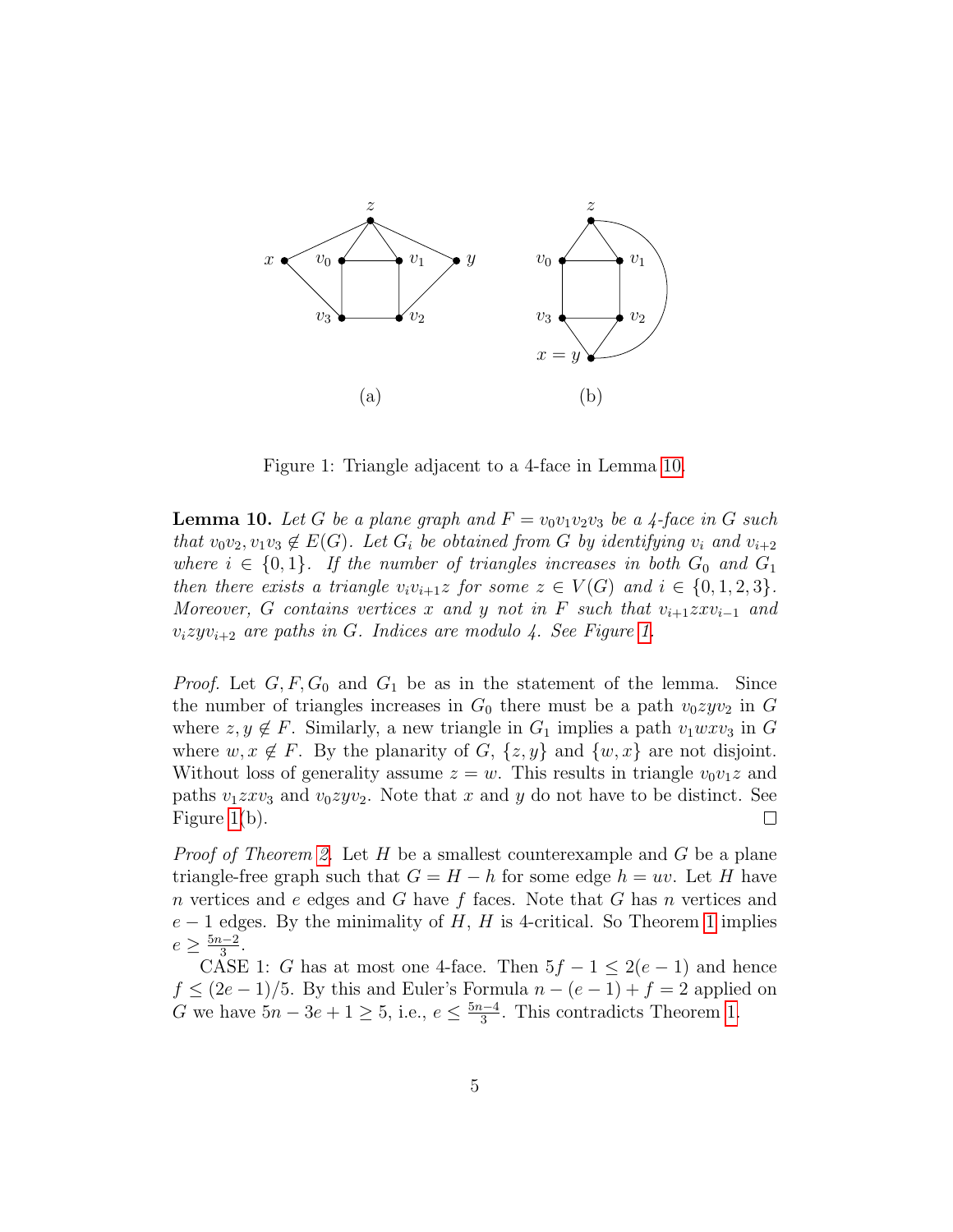Figure 1: Triangle adjacent to a 4-face in Lemma 10.

**Lemma 10.** *Let $G$ be a plane graph and $F = v_0v_1v_2v_3$ be a 4-face in $G$ such that $v_0v_2, v_1v_3 \notin E(G)$. Let $G_i$ be obtained from $G$ by identifying $v_i$ and $v_{i+2}$ where $i \in \{0, 1\}$. If the number of triangles increases in both $G_0$ and $G_1$ then there exists a triangle $v_iv_{i+1}z$ for some $z \in V(G)$ and $i \in \{0, 1, 2, 3\}$. Moreover, $G$ contains vertices $x$ and $y$ not in $F$ such that $v_{i+1}zxv_{i-1}$ and $v_izyv_{i+2}$ are paths in $G$. Indices are modulo 4. See Figure 1.*

*Proof.* Let $G, F, G_0$ and $G_1$ be as in the statement of the lemma. Since the number of triangles increases in $G_0$ there must be a path $v_0zyv_2$ in $G$ where $z, y \notin F$. Similarly, a new triangle in $G_1$ implies a path $v_1wxv_3$ in $G$ where $w, x \notin F$. By the planarity of $G$, $\{z, y\}$ and $\{w, x\}$ are not disjoint. Without loss of generality assume $z = w$. This results in triangle $v_0v_1z$ and paths $v_1zxv_3$ and $v_0zyv_2$. Note that $x$ and $y$ do not have to be distinct. See Figure 1(b). □

*Proof of Theorem 2.* Let $H$ be a smallest counterexample and $G$ be a plane triangle-free graph such that $G = H - h$ for some edge $h = uv$. Let $H$ have $n$ vertices and $e$ edges and $G$ have $f$ faces. Note that $G$ has $n$ vertices and $e - 1$ edges. By the minimality of $H$, $H$ is 4-critical. So Theorem 1 implies $e \geq \frac{5n-2}{3}$.

CASE 1: $G$ has at most one 4-face. Then $5f - 1 \leq 2(e - 1)$ and hence $f \leq (2e - 1)/5$. By this and Euler's Formula $n - (e - 1) + f = 2$ applied on $G$ we have $5n - 3e + 1 \geq 5$, i.e., $e \leq \frac{5n-4}{3}$. This contradicts Theorem 1.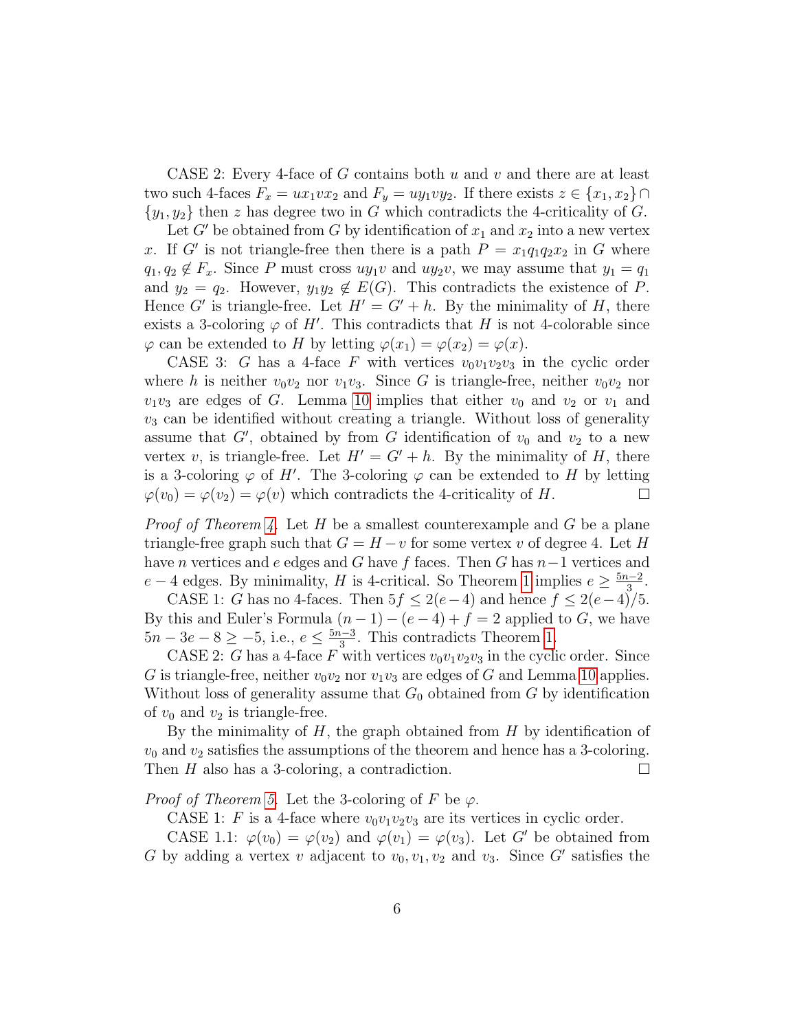CASE 2: Every 4-face of $G$ contains both $u$ and $v$ and there are at least two such 4-faces $F_x = ux_1vx_2$ and $F_y = uy_1vy_2$. If there exists $z \in \{x_1, x_2\} \cap \{y_1, y_2\}$ then $z$ has degree two in $G$ which contradicts the 4-criticality of $G$.

Let $G'$ be obtained from $G$ by identification of $x_1$ and $x_2$ into a new vertex $x$. If $G'$ is not triangle-free then there is a path $P = x_1q_1q_2x_2$ in $G$ where $q_1, q_2 \notin F_x$. Since $P$ must cross $uy_1v$ and $uy_2v$, we may assume that $y_1 = q_1$ and $y_2 = q_2$. However, $y_1y_2 \notin E(G)$. This contradicts the existence of $P$. Hence $G'$ is triangle-free. Let $H' = G' + h$. By the minimality of $H$, there exists a 3-coloring $\varphi$ of $H'$. This contradicts that $H$ is not 4-colorable since $\varphi$ can be extended to $H$ by letting $\varphi(x_1) = \varphi(x_2) = \varphi(x)$.

CASE 3: $G$ has a 4-face $F$ with vertices $v_0v_1v_2v_3$ in the cyclic order where $h$ is neither $v_0v_2$ nor $v_1v_3$. Since $G$ is triangle-free, neither $v_0v_2$ nor $v_1v_3$ are edges of $G$. Lemma 10 implies that either $v_0$ and $v_2$ or $v_1$ and $v_3$ can be identified without creating a triangle. Without loss of generality assume that $G'$, obtained by from $G$ identification of $v_0$ and $v_2$ to a new vertex $v$, is triangle-free. Let $H' = G' + h$. By the minimality of $H$, there is a 3-coloring $\varphi$ of $H'$. The 3-coloring $\varphi$ can be extended to $H$ by letting $\varphi(v_0) = \varphi(v_2) = \varphi(v)$ which contradicts the 4-criticality of $H$. □

*Proof of Theorem 4.* Let $H$ be a smallest counterexample and $G$ be a plane triangle-free graph such that $G = H - v$ for some vertex $v$ of degree 4. Let $H$ have $n$ vertices and $e$ edges and $G$ have $f$ faces. Then $G$ has $n-1$ vertices and $e-4$ edges. By minimality, $H$ is 4-critical. So Theorem 1 implies $e \geq \frac{5n-2}{3}$.

CASE 1: $G$ has no 4-faces. Then $5f \leq 2(e-4)$ and hence $f \leq 2(e-4)/5$. By this and Euler's Formula $(n-1) - (e-4) + f = 2$ applied to $G$, we have $5n - 3e - 8 \geq -5$, i.e., $e \leq \frac{5n-3}{3}$. This contradicts Theorem 1.

CASE 2: $G$ has a 4-face $F$ with vertices $v_0v_1v_2v_3$ in the cyclic order. Since $G$ is triangle-free, neither $v_0v_2$ nor $v_1v_3$ are edges of $G$ and Lemma 10 applies. Without loss of generality assume that $G_0$ obtained from $G$ by identification of $v_0$ and $v_2$ is triangle-free.

By the minimality of $H$, the graph obtained from $H$ by identification of $v_0$ and $v_2$ satisfies the assumptions of the theorem and hence has a 3-coloring. Then $H$ also has a 3-coloring, a contradiction. □

*Proof of Theorem 5.* Let the 3-coloring of $F$ be $\varphi$.

CASE 1: $F$ is a 4-face where $v_0v_1v_2v_3$ are its vertices in cyclic order.

CASE 1.1: $\varphi(v_0) = \varphi(v_2)$ and $\varphi(v_1) = \varphi(v_3)$. Let $G'$ be obtained from $G$ by adding a vertex $v$ adjacent to $v_0, v_1, v_2$ and $v_3$. Since $G'$ satisfies the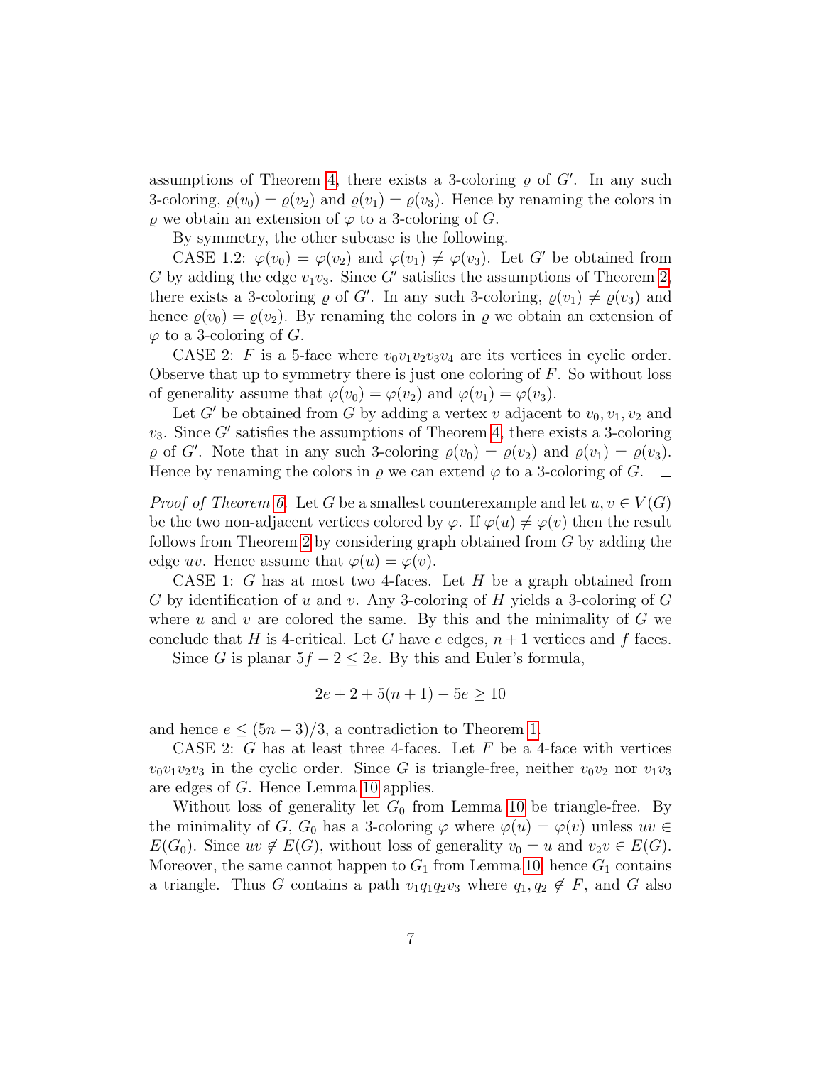assumptions of Theorem 4, there exists a 3-coloring $\varrho$ of $G'$. In any such 3-coloring, $\varrho(v_0) = \varrho(v_2)$ and $\varrho(v_1) = \varrho(v_3)$. Hence by renaming the colors in $\varrho$ we obtain an extension of $\varphi$ to a 3-coloring of $G$.

By symmetry, the other subcase is the following.

CASE 1.2: $\varphi(v_0) = \varphi(v_2)$ and $\varphi(v_1) \neq \varphi(v_3)$. Let $G'$ be obtained from $G$ by adding the edge $v_1v_3$. Since $G'$ satisfies the assumptions of Theorem 2, there exists a 3-coloring $\varrho$ of $G'$. In any such 3-coloring, $\varrho(v_1) \neq \varrho(v_3)$ and hence $\varrho(v_0) = \varrho(v_2)$. By renaming the colors in $\varrho$ we obtain an extension of $\varphi$ to a 3-coloring of $G$.

CASE 2: $F$ is a 5-face where $v_0v_1v_2v_3v_4$ are its vertices in cyclic order. Observe that up to symmetry there is just one coloring of $F$. So without loss of generality assume that $\varphi(v_0) = \varphi(v_2)$ and $\varphi(v_1) = \varphi(v_3)$.

Let $G'$ be obtained from $G$ by adding a vertex $v$ adjacent to $v_0, v_1, v_2$ and $v_3$. Since $G'$ satisfies the assumptions of Theorem 4, there exists a 3-coloring $\varrho$ of $G'$. Note that in any such 3-coloring $\varrho(v_0) = \varrho(v_2)$ and $\varrho(v_1) = \varrho(v_3)$. Hence by renaming the colors in $\varrho$ we can extend $\varphi$ to a 3-coloring of $G$. □

*Proof of Theorem 6.* Let $G$ be a smallest counterexample and let $u, v \in V(G)$ be the two non-adjacent vertices colored by $\varphi$. If $\varphi(u) \neq \varphi(v)$ then the result follows from Theorem 2 by considering graph obtained from $G$ by adding the edge $uv$. Hence assume that $\varphi(u) = \varphi(v)$.

CASE 1: $G$ has at most two 4-faces. Let $H$ be a graph obtained from $G$ by identification of $u$ and $v$. Any 3-coloring of $H$ yields a 3-coloring of $G$ where $u$ and $v$ are colored the same. By this and the minimality of $G$ we conclude that $H$ is 4-critical. Let $G$ have $e$ edges, $n+1$ vertices and $f$ faces.

Since $G$ is planar $5f - 2 \leq 2e$. By this and Euler's formula,

$$2e + 2 + 5(n+1) - 5e \geq 10$$

and hence $e \leq (5n-3)/3$, a contradiction to Theorem 1.

CASE 2: $G$ has at least three 4-faces. Let $F$ be a 4-face with vertices $v_0v_1v_2v_3$ in the cyclic order. Since $G$ is triangle-free, neither $v_0v_2$ nor $v_1v_3$ are edges of $G$. Hence Lemma 10 applies.

Without loss of generality let $G_0$ from Lemma 10 be triangle-free. By the minimality of $G$, $G_0$ has a 3-coloring $\varphi$ where $\varphi(u) = \varphi(v)$ unless $uv \in E(G_0)$. Since $uv \notin E(G)$, without loss of generality $v_0 = u$ and $v_2v \in E(G)$. Moreover, the same cannot happen to $G_1$ from Lemma 10, hence $G_1$ contains a triangle. Thus $G$ contains a path $v_1q_1q_2v_3$ where $q_1, q_2 \notin F$, and $G$ also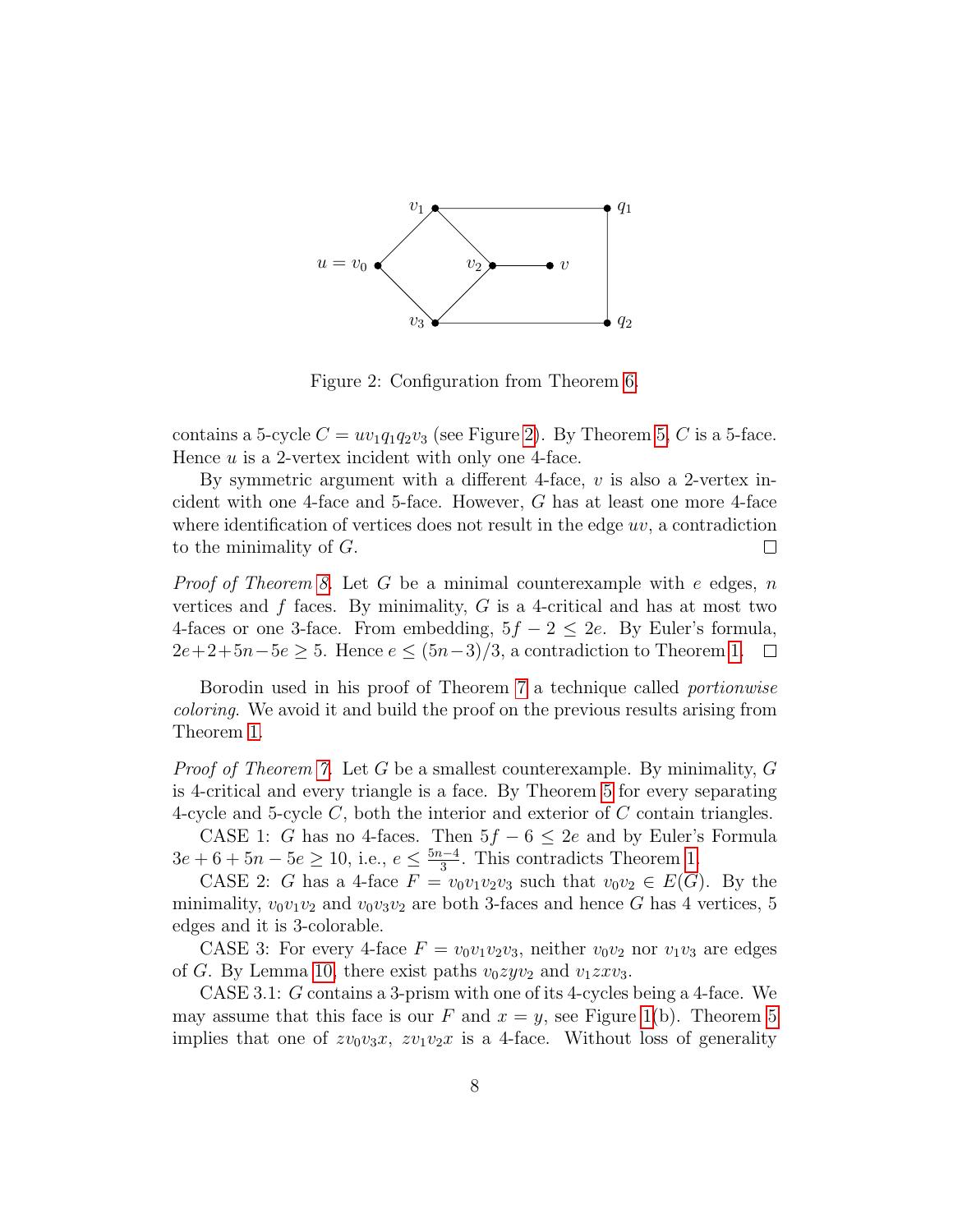Figure 2: Configuration from Theorem 6.

contains a 5-cycle $C = uv_1q_1q_2v_3$ (see Figure 2). By Theorem 5, $C$ is a 5-face. Hence $u$ is a 2-vertex incident with only one 4-face.

By symmetric argument with a different 4-face, $v$ is also a 2-vertex incident with one 4-face and 5-face. However, $G$ has at least one more 4-face where identification of vertices does not result in the edge $uv$, a contradiction to the minimality of $G$. □

*Proof of Theorem 8.* Let $G$ be a minimal counterexample with $e$ edges, $n$ vertices and $f$ faces. By minimality, $G$ is a 4-critical and has at most two 4-faces or one 3-face. From embedding, $5f - 2 \leq 2e$. By Euler's formula, $2e+2+5n-5e \geq 5$. Hence $e \leq (5n-3)/3$, a contradiction to Theorem 1. □

Borodin used in his proof of Theorem 7 a technique called *portionwise coloring*. We avoid it and build the proof on the previous results arising from Theorem 1.

*Proof of Theorem 7.* Let $G$ be a smallest counterexample. By minimality, $G$ is 4-critical and every triangle is a face. By Theorem 5 for every separating 4-cycle and 5-cycle $C$, both the interior and exterior of $C$ contain triangles.

CASE 1: $G$ has no 4-faces. Then $5f - 6 \leq 2e$ and by Euler's Formula $3e + 6 + 5n - 5e \geq 10$, i.e., $e \leq \frac{5n-4}{3}$. This contradicts Theorem 1.

CASE 2: $G$ has a 4-face $F = v_0v_1v_2v_3$ such that $v_0v_2 \in E(G)$. By the minimality, $v_0v_1v_2$ and $v_0v_3v_2$ are both 3-faces and hence $G$ has 4 vertices, 5 edges and it is 3-colorable.

CASE 3: For every 4-face $F = v_0v_1v_2v_3$, neither $v_0v_2$ nor $v_1v_3$ are edges of $G$. By Lemma 10, there exist paths $v_0zyv_2$ and $v_1zxv_3$.

CASE 3.1: $G$ contains a 3-prism with one of its 4-cycles being a 4-face. We may assume that this face is our $F$ and $x = y$, see Figure 1(b). Theorem 5 implies that one of $zv_0v_3x$, $zv_1v_2x$ is a 4-face. Without loss of generality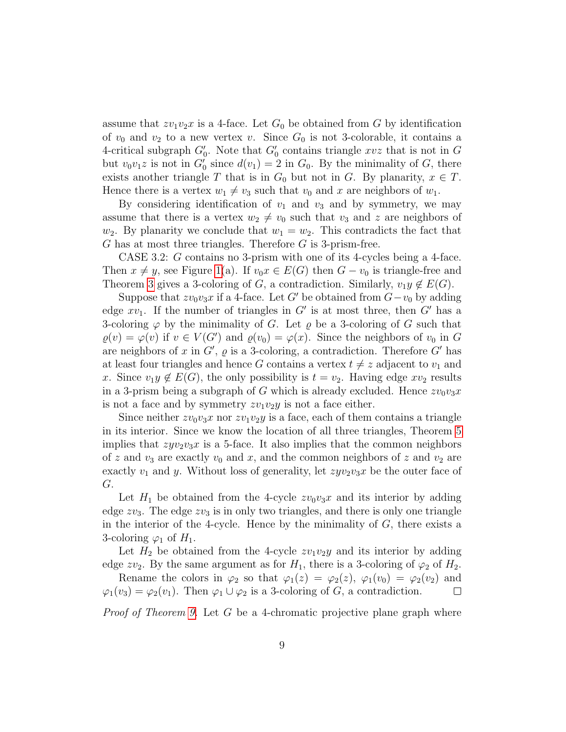assume that $zv_1v_2x$ is a 4-face. Let $G_0$ be obtained from $G$ by identification of $v_0$ and $v_2$ to a new vertex $v$. Since $G_0$ is not 3-colorable, it contains a 4-critical subgraph $G_0'$. Note that $G_0'$ contains triangle $xvz$ that is not in $G$ but $v_0v_1z$ is not in $G_0'$ since $d(v_1) = 2$ in $G_0$. By the minimality of $G$, there exists another triangle $T$ that is in $G_0$ but not in $G$. By planarity, $x \in T$. Hence there is a vertex $w_1 \neq v_3$ such that $v_0$ and $x$ are neighbors of $w_1$.

By considering identification of $v_1$ and $v_3$ and by symmetry, we may assume that there is a vertex $w_2 \neq v_0$ such that $v_3$ and $z$ are neighbors of $w_2$. By planarity we conclude that $w_1 = w_2$. This contradicts the fact that $G$ has at most three triangles. Therefore $G$ is 3-prism-free.

CASE 3.2: $G$ contains no 3-prism with one of its 4-cycles being a 4-face. Then $x \neq y$, see Figure 1(a). If $v_0x \in E(G)$ then $G - v_0$ is triangle-free and Theorem 3 gives a 3-coloring of $G$, a contradiction. Similarly, $v_1y \notin E(G)$.

Suppose that $zv_0v_3x$ if a 4-face. Let $G'$ be obtained from $G - v_0$ by adding edge $xv_1$. If the number of triangles in $G'$ is at most three, then $G'$ has a 3-coloring $\varphi$ by the minimality of $G$. Let $\varrho$ be a 3-coloring of $G$ such that $\varrho(v) = \varphi(v)$ if $v \in V(G')$ and $\varrho(v_0) = \varphi(x)$. Since the neighbors of $v_0$ in $G$ are neighbors of $x$ in $G'$, $\varrho$ is a 3-coloring, a contradiction. Therefore $G'$ has at least four triangles and hence $G$ contains a vertex $t \neq z$ adjacent to $v_1$ and $x$. Since $v_1y \notin E(G)$, the only possibility is $t = v_2$. Having edge $xv_2$ results in a 3-prism being a subgraph of $G$ which is already excluded. Hence $zv_0v_3x$ is not a face and by symmetry $zv_1v_2y$ is not a face either.

Since neither $zv_0v_3x$ nor $zv_1v_2y$ is a face, each of them contains a triangle in its interior. Since we know the location of all three triangles, Theorem 5 implies that $zyv_2v_3x$ is a 5-face. It also implies that the common neighbors of $z$ and $v_3$ are exactly $v_0$ and $x$, and the common neighbors of $z$ and $v_2$ are exactly $v_1$ and $y$. Without loss of generality, let $zyv_2v_3x$ be the outer face of $G$.

Let $H_1$ be obtained from the 4-cycle $zv_0v_3x$ and its interior by adding edge $zv_3$. The edge $zv_3$ is in only two triangles, and there is only one triangle in the interior of the 4-cycle. Hence by the minimality of $G$, there exists a 3-coloring $\varphi_1$ of $H_1$.

Let $H_2$ be obtained from the 4-cycle $zv_1v_2y$ and its interior by adding edge $zv_2$. By the same argument as for $H_1$, there is a 3-coloring of $\varphi_2$ of $H_2$.

Rename the colors in $\varphi_2$ so that $\varphi_1(z) = \varphi_2(z)$, $\varphi_1(v_0) = \varphi_2(v_2)$ and $\varphi_1(v_3) = \varphi_2(v_1)$. Then $\varphi_1 \cup \varphi_2$ is a 3-coloring of $G$, a contradiction. □

*Proof of Theorem 9.* Let $G$ be a 4-chromatic projective plane graph where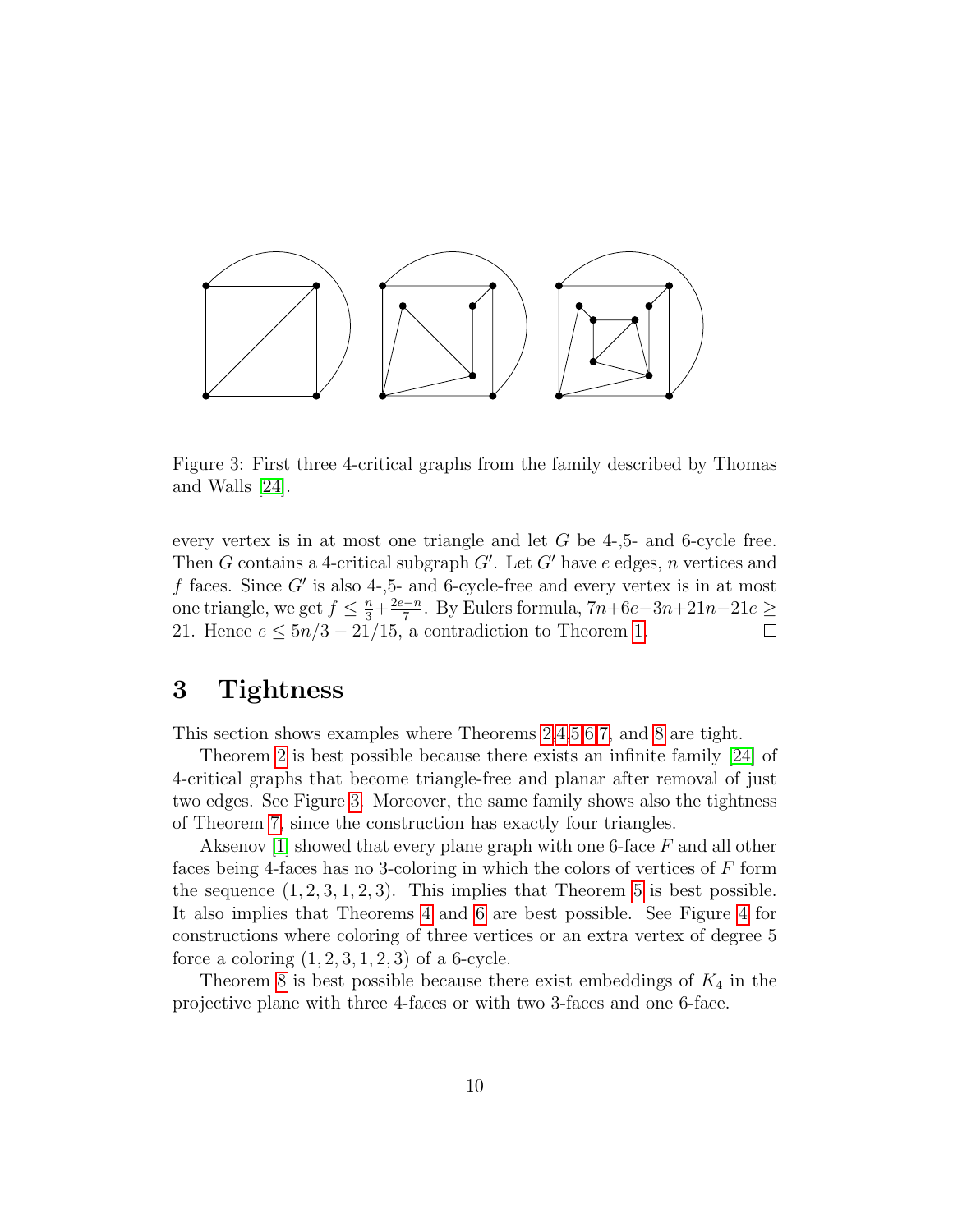Figure 3: First three 4-critical graphs from the family described by Thomas and Walls [24].

every vertex is in at most one triangle and let $G$ be 4-,5- and 6-cycle free. Then $G$ contains a 4-critical subgraph $G'$. Let $G'$ have $e$ edges, $n$ vertices and $f$ faces. Since $G'$ is also 4-,5- and 6-cycle-free and every vertex is in at most one triangle, we get $f \leq \frac{n}{3} + \frac{2e-n}{7}$. By Eulers formula, $7n+6e-3n+21n-21e \geq 21$. Hence $e \leq 5n/3 - 21/15$, a contradiction to Theorem 1. □

# 3 Tightness

This section shows examples where Theorems 2,4,5,6,7, and 8 are tight.

Theorem 2 is best possible because there exists an infinite family [24] of 4-critical graphs that become triangle-free and planar after removal of just two edges. See Figure 3. Moreover, the same family shows also the tightness of Theorem 7, since the construction has exactly four triangles.

Aksenov [1] showed that every plane graph with one 6-face $F$ and all other faces being 4-faces has no 3-coloring in which the colors of vertices of $F$ form the sequence $(1, 2, 3, 1, 2, 3)$. This implies that Theorem 5 is best possible. It also implies that Theorems 4 and 6 are best possible. See Figure 4 for constructions where coloring of three vertices or an extra vertex of degree 5 force a coloring $(1, 2, 3, 1, 2, 3)$ of a 6-cycle.

Theorem 8 is best possible because there exist embeddings of $K_4$ in the projective plane with three 4-faces or with two 3-faces and one 6-face.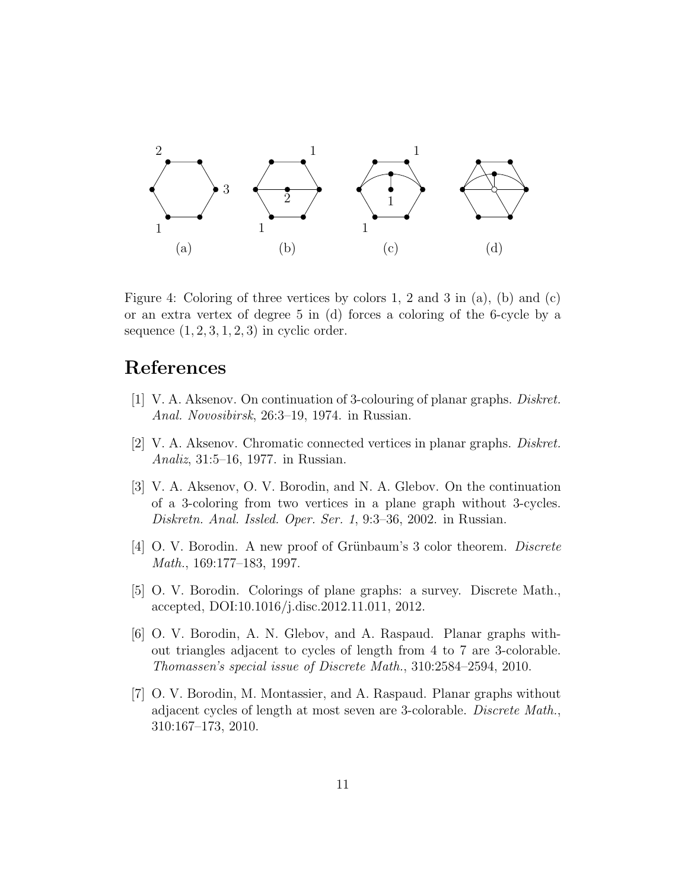Figure 4: Coloring of three vertices by colors 1, 2 and 3 in (a), (b) and (c) or an extra vertex of degree 5 in (d) forces a coloring of the 6-cycle by a sequence $(1, 2, 3, 1, 2, 3)$ in cyclic order.

# References

[1] V. A. Aksenov. On continuation of 3-colouring of planar graphs. *Diskret. Anal. Novosibirsk*, 26:3–19, 1974. in Russian.

[2] V. A. Aksenov. Chromatic connected vertices in planar graphs. *Diskret. Analiz*, 31:5–16, 1977. in Russian.

[3] V. A. Aksenov, O. V. Borodin, and N. A. Glebov. On the continuation of a 3-coloring from two vertices in a plane graph without 3-cycles. *Diskretn. Anal. Issled. Oper. Ser. 1*, 9:3–36, 2002. in Russian.

[4] O. V. Borodin. A new proof of Grünbaum's 3 color theorem. *Discrete Math.*, 169:177–183, 1997.

[5] O. V. Borodin. Colorings of plane graphs: a survey. Discrete Math., accepted, DOI:10.1016/j.disc.2012.11.011, 2012.

[6] O. V. Borodin, A. N. Glebov, and A. Raspaud. Planar graphs without triangles adjacent to cycles of length from 4 to 7 are 3-colorable. *Thomassen's special issue of Discrete Math.*, 310:2584–2594, 2010.

[7] O. V. Borodin, M. Montassier, and A. Raspaud. Planar graphs without adjacent cycles of length at most seven are 3-colorable. *Discrete Math.*, 310:167–173, 2010.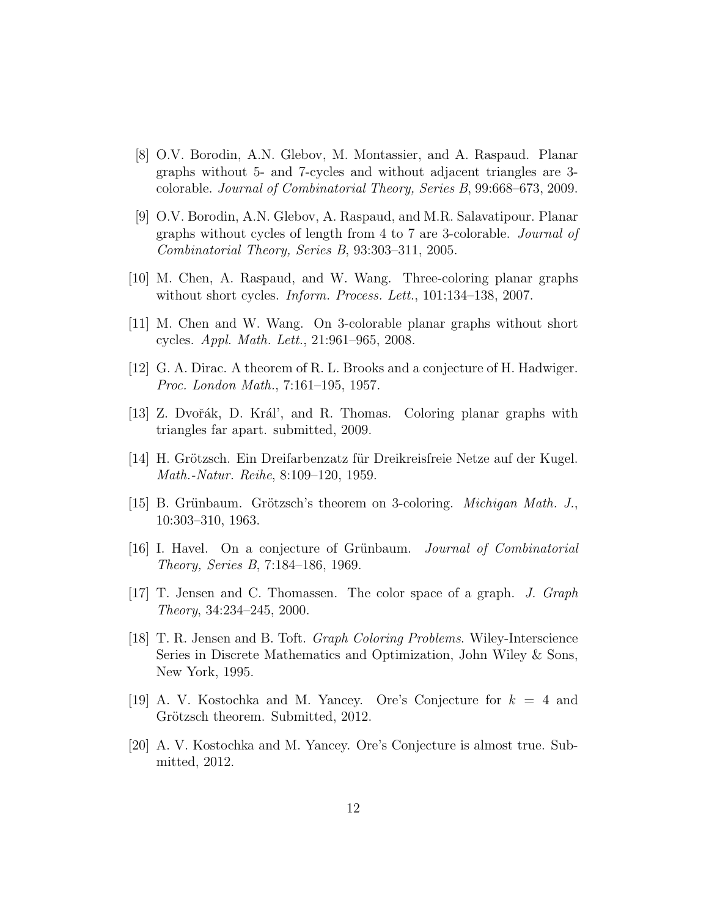[8] O.V. Borodin, A.N. Glebov, M. Montassier, and A. Raspaud. Planar graphs without 5- and 7-cycles and without adjacent triangles are 3-colorable. *Journal of Combinatorial Theory, Series B*, 99:668–673, 2009.

[9] O.V. Borodin, A.N. Glebov, A. Raspaud, and M.R. Salavatipour. Planar graphs without cycles of length from 4 to 7 are 3-colorable. *Journal of Combinatorial Theory, Series B*, 93:303–311, 2005.

[10] M. Chen, A. Raspaud, and W. Wang. Three-coloring planar graphs without short cycles. *Inform. Process. Lett.*, 101:134–138, 2007.

[11] M. Chen and W. Wang. On 3-colorable planar graphs without short cycles. *Appl. Math. Lett.*, 21:961–965, 2008.

[12] G. A. Dirac. A theorem of R. L. Brooks and a conjecture of H. Hadwiger. *Proc. London Math.*, 7:161–195, 1957.

[13] Z. Dvořák, D. Kráľ, and R. Thomas. Coloring planar graphs with triangles far apart. submitted, 2009.

[14] H. Grötzsch. Ein Dreifarbenzatz für Dreikreisfreie Netze auf der Kugel. *Math.-Natur. Reihe*, 8:109–120, 1959.

[15] B. Grünbaum. Grötzsch's theorem on 3-coloring. *Michigan Math. J.*, 10:303–310, 1963.

[16] I. Havel. On a conjecture of Grünbaum. *Journal of Combinatorial Theory, Series B*, 7:184–186, 1969.

[17] T. Jensen and C. Thomassen. The color space of a graph. *J. Graph Theory*, 34:234–245, 2000.

[18] T. R. Jensen and B. Toft. *Graph Coloring Problems*. Wiley-Interscience Series in Discrete Mathematics and Optimization, John Wiley & Sons, New York, 1995.

[19] A. V. Kostochka and M. Yancey. Ore's Conjecture for $k = 4$ and Grötzsch theorem. Submitted, 2012.

[20] A. V. Kostochka and M. Yancey. Ore's Conjecture is almost true. Submitted, 2012.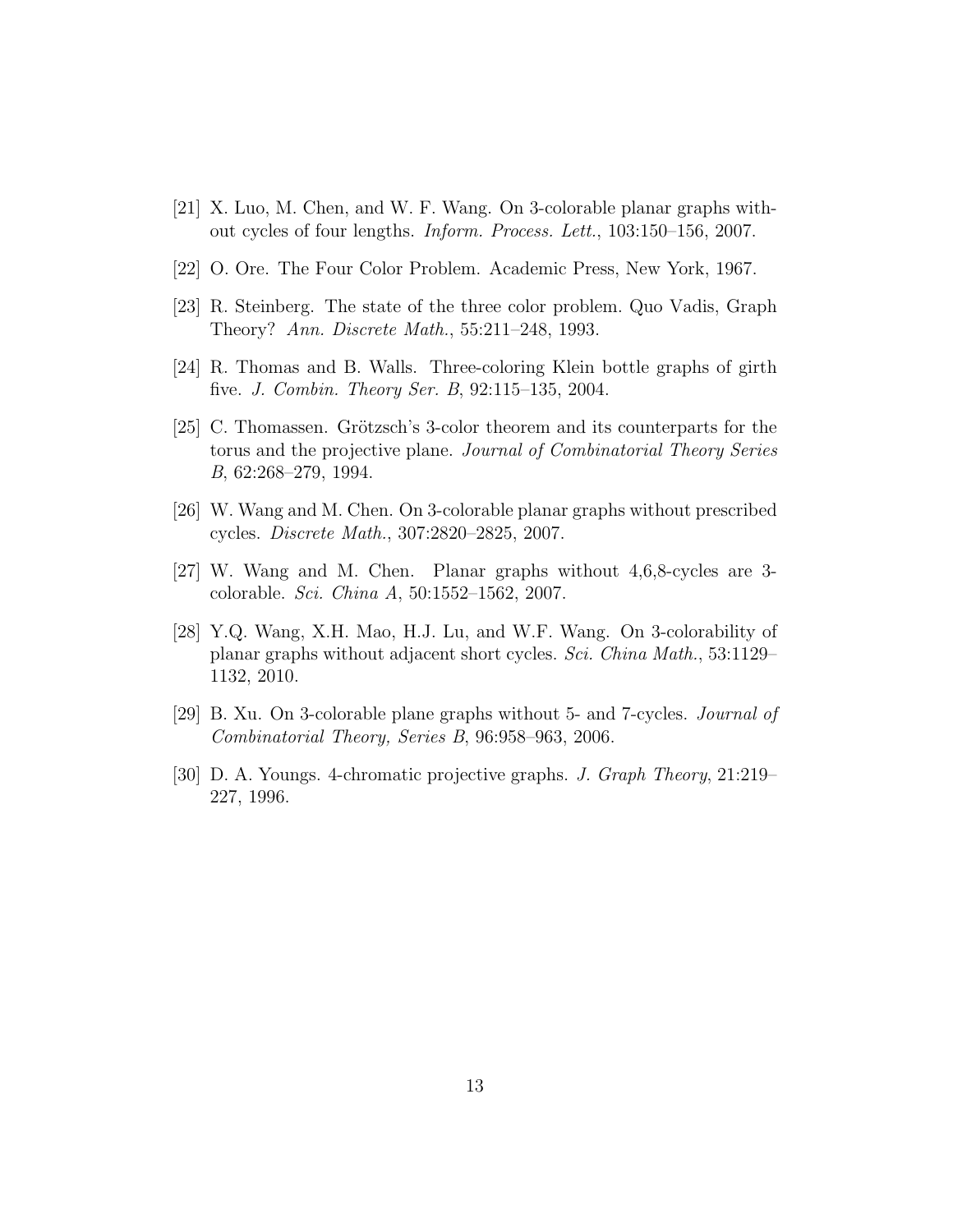[21] X. Luo, M. Chen, and W. F. Wang. On 3-colorable planar graphs without cycles of four lengths. *Inform. Process. Lett.*, 103:150–156, 2007.

[22] O. Ore. The Four Color Problem. Academic Press, New York, 1967.

[23] R. Steinberg. The state of the three color problem. Quo Vadis, Graph Theory? *Ann. Discrete Math.*, 55:211–248, 1993.

[24] R. Thomas and B. Walls. Three-coloring Klein bottle graphs of girth five. *J. Combin. Theory Ser. B*, 92:115–135, 2004.

[25] C. Thomassen. Grötzsch's 3-color theorem and its counterparts for the torus and the projective plane. *Journal of Combinatorial Theory Series B*, 62:268–279, 1994.

[26] W. Wang and M. Chen. On 3-colorable planar graphs without prescribed cycles. *Discrete Math.*, 307:2820–2825, 2007.

[27] W. Wang and M. Chen. Planar graphs without 4,6,8-cycles are 3-colorable. *Sci. China A*, 50:1552–1562, 2007.

[28] Y.Q. Wang, X.H. Mao, H.J. Lu, and W.F. Wang. On 3-colorability of planar graphs without adjacent short cycles. *Sci. China Math.*, 53:1129–1132, 2010.

[29] B. Xu. On 3-colorable plane graphs without 5- and 7-cycles. *Journal of Combinatorial Theory, Series B*, 96:958–963, 2006.

[30] D. A. Youngs. 4-chromatic projective graphs. *J. Graph Theory*, 21:219–227, 1996.